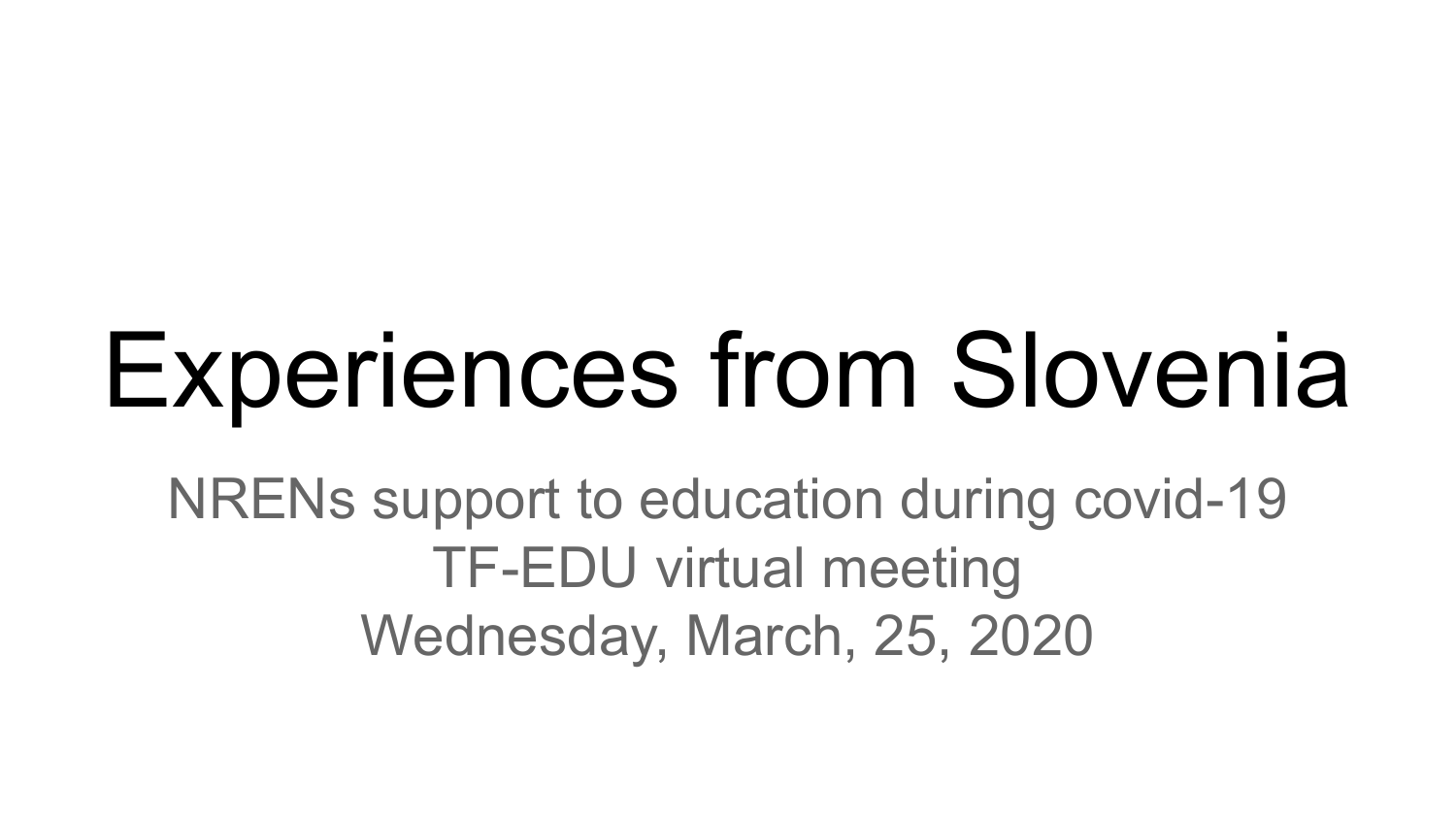# Experiences from Slovenia

NRENs support to education during covid-19

TF-EDU virtual meeting

Wednesday, March, 25, 2020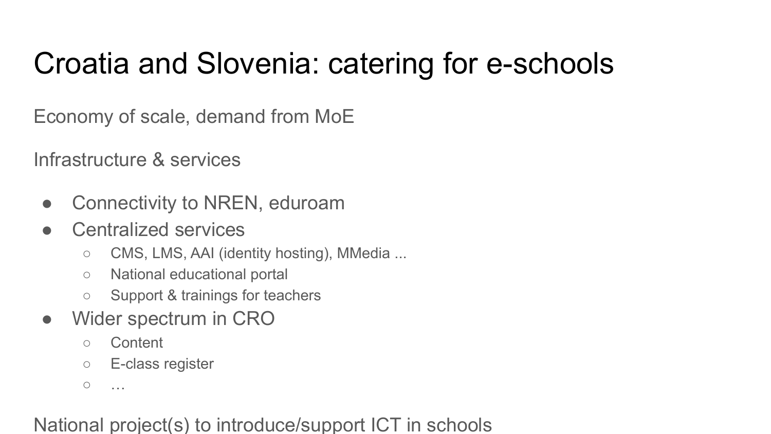# Croatia and Slovenia: catering for e-schools

Economy of scale, demand from MoE

Infrastructure & services

- Connectivity to NREN, eduroam
- Centralized services
  - CMS, LMS, AAI (identity hosting), MMedia ...
  - National educational portal
  - Support & trainings for teachers
- Wider spectrum in CRO
  - Content
  - E-class register
  - …

National project(s) to introduce/support ICT in schools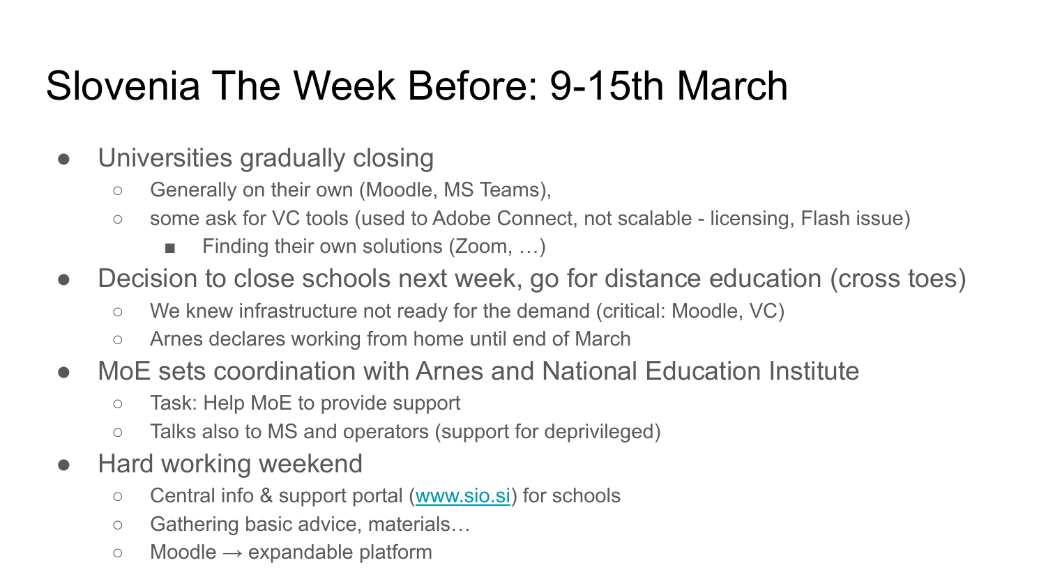# Slovenia The Week Before: 9-15th March

- Universities gradually closing
  - Generally on their own (Moodle, MS Teams),
  - some ask for VC tools (used to Adobe Connect, not scalable - licensing, Flash issue)
    - Finding their own solutions (Zoom, …)
- Decision to close schools next week, go for distance education (cross toes)
  - We knew infrastructure not ready for the demand (critical: Moodle, VC)
  - Arnes declares working from home until end of March
- MoE sets coordination with Arnes and National Education Institute
  - Task: Help MoE to provide support
  - Talks also to MS and operators (support for deprivileged)
- Hard working weekend
  - Central info & support portal ([www.sio.si](http://www.sio.si)) for schools
  - Gathering basic advice, materials…
  - Moodle → expandable platform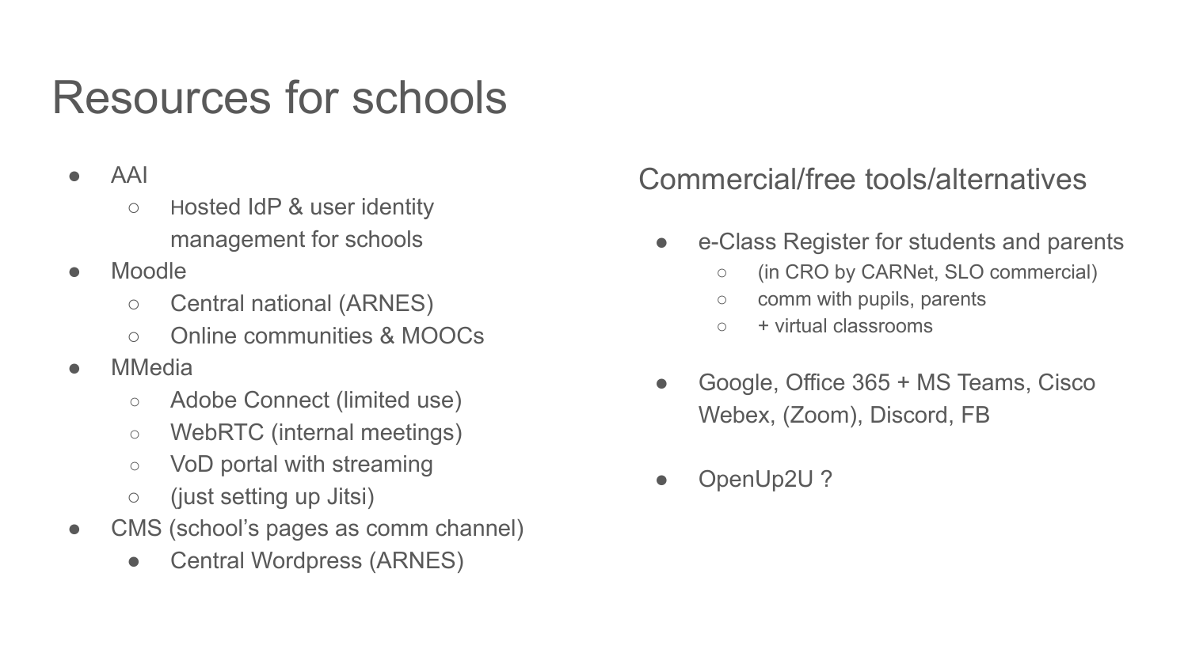# Resources for schools

- AAI
  - Hosted IdP & user identity management for schools
- Moodle
  - Central national (ARNES)
  - Online communities & MOOCs
- MMedia
  - Adobe Connect (limited use)
  - WebRTC (internal meetings)
  - VoD portal with streaming
  - (just setting up Jitsi)
- CMS (school's pages as comm channel)
  - Central Wordpress (ARNES)

## Commercial/free tools/alternatives

- e-Class Register for students and parents
  - (in CRO by CARNet, SLO commercial)
  - comm with pupils, parents
  - + virtual classrooms
- Google, Office 365 + MS Teams, Cisco Webex, (Zoom), Discord, FB
- OpenUp2U ?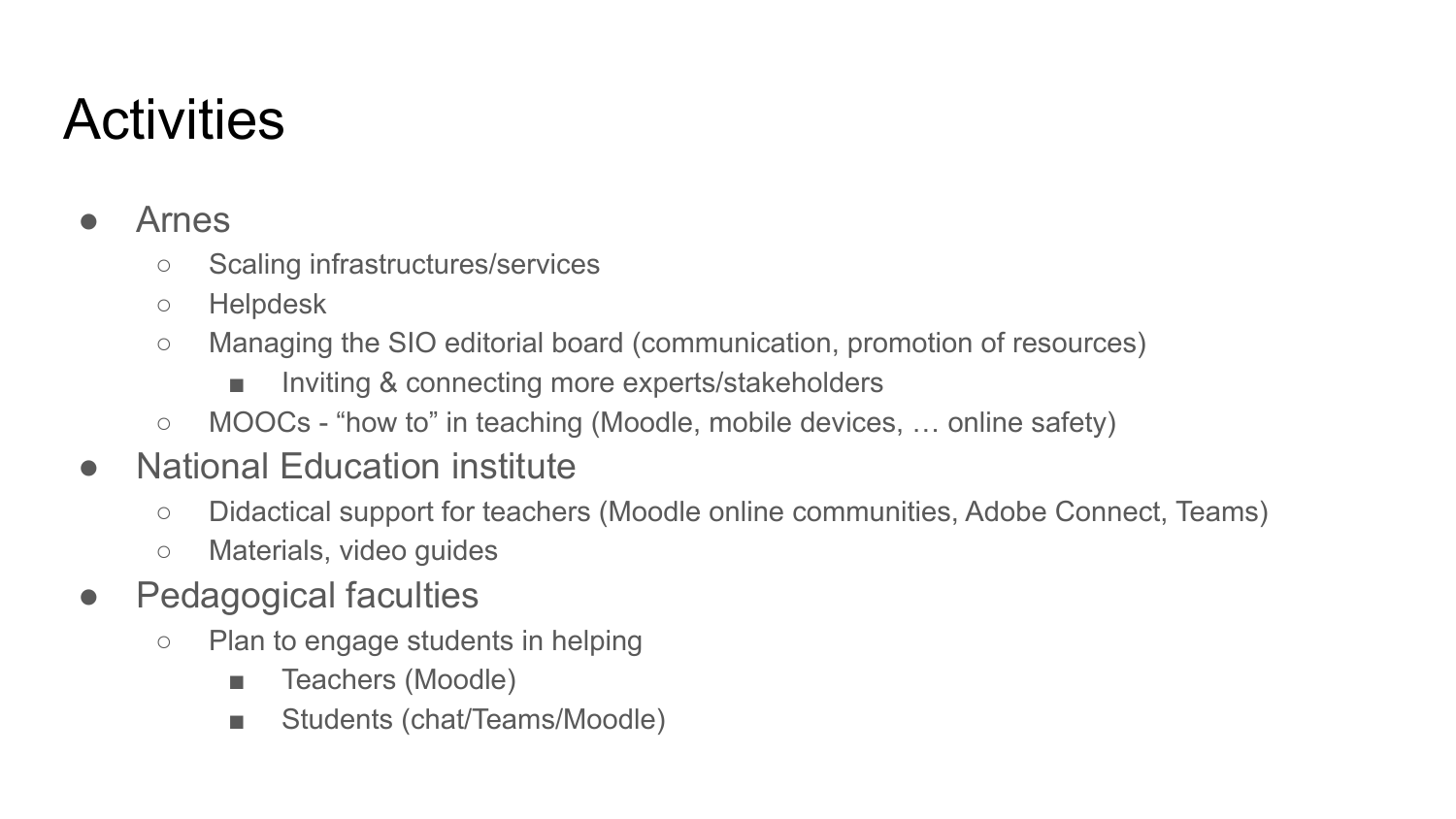# Activities

- Arnes
  - Scaling infrastructures/services
  - Helpdesk
  - Managing the SIO editorial board (communication, promotion of resources)
    - Inviting & connecting more experts/stakeholders
  - MOOCs - “how to” in teaching (Moodle, mobile devices, … online safety)
- National Education institute
  - Didactical support for teachers (Moodle online communities, Adobe Connect, Teams)
  - Materials, video guides
- Pedagogical faculties
  - Plan to engage students in helping
    - Teachers (Moodle)
    - Students (chat/Teams/Moodle)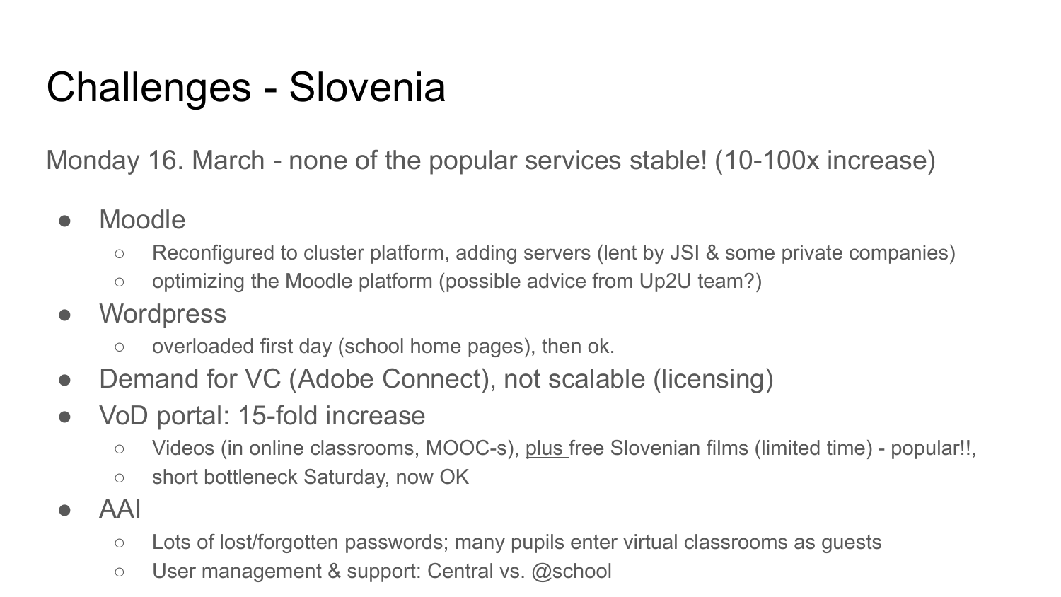# Challenges - Slovenia

Monday 16. March - none of the popular services stable! (10-100x increase)

- Moodle
  - Reconfigured to cluster platform, adding servers (lent by JSI & some private companies)
  - optimizing the Moodle platform (possible advice from Up2U team?)
- Wordpress
  - overloaded first day (school home pages), then ok.
- Demand for VC (Adobe Connect), not scalable (licensing)
- VoD portal: 15-fold increase
  - Videos (in online classrooms, MOOC-s), plus free Slovenian films (limited time) - popular!!,
  - short bottleneck Saturday, now OK
- AAI
  - Lots of lost/forgotten passwords; many pupils enter virtual classrooms as guests
  - User management & support: Central vs. @school